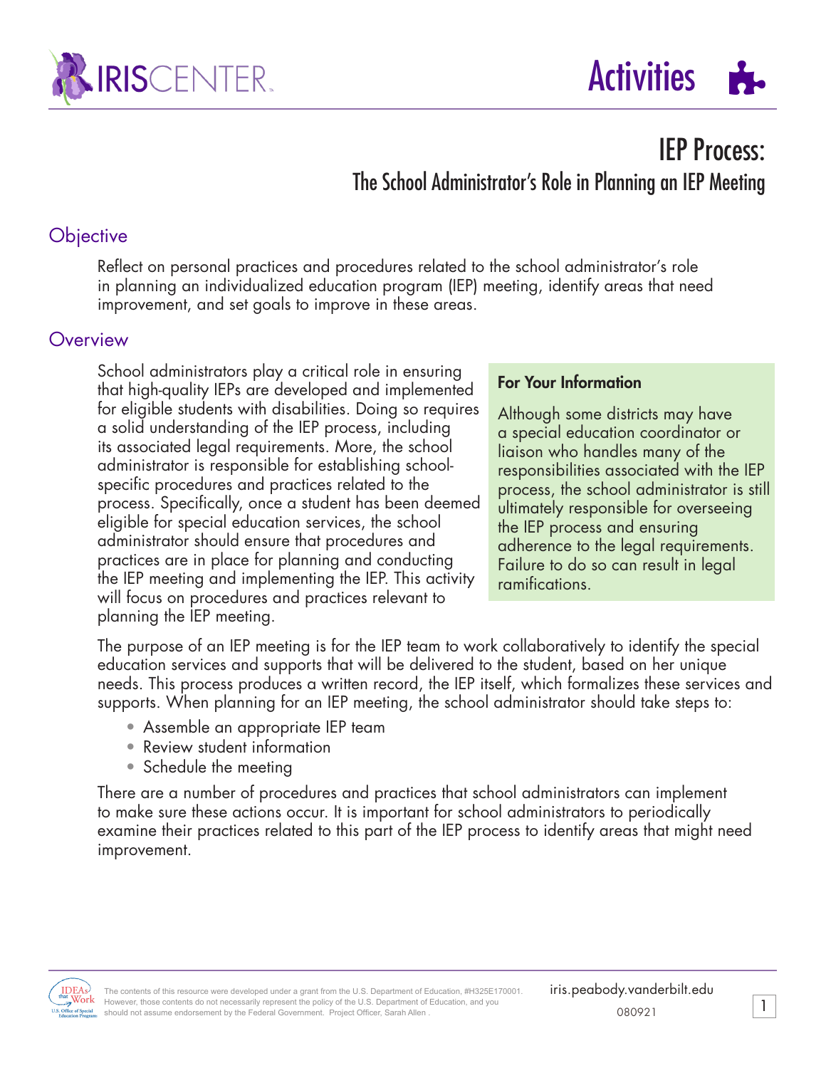# IEP Process:

## The School Administrator's Role in Planning an IEP Meeting

### Objective

Reflect on personal practices and procedures related to the school administrator's role in planning an individualized education program (IEP) meeting, identify areas that need improvement, and set goals to improve in these areas.

### Overview

School administrators play a critical role in ensuring that high-quality IEPs are developed and implemented for eligible students with disabilities. Doing so requires a solid understanding of the IEP process, including its associated legal requirements. More, the school administrator is responsible for establishing school-specific procedures and practices related to the process. Specifically, once a student has been deemed eligible for special education services, the school administrator should ensure that procedures and practices are in place for planning and conducting the IEP meeting and implementing the IEP. This activity will focus on procedures and practices relevant to planning the IEP meeting.

> **For Your Information**
>
> Although some districts may have a special education coordinator or liaison who handles many of the responsibilities associated with the IEP process, the school administrator is still ultimately responsible for overseeing the IEP process and ensuring adherence to the legal requirements. Failure to do so can result in legal ramifications.

The purpose of an IEP meeting is for the IEP team to work collaboratively to identify the special education services and supports that will be delivered to the student, based on her unique needs. This process produces a written record, the IEP itself, which formalizes these services and supports. When planning for an IEP meeting, the school administrator should take steps to:

- Assemble an appropriate IEP team
- Review student information
- Schedule the meeting

There are a number of procedures and practices that school administrators can implement to make sure these actions occur. It is important for school administrators to periodically examine their practices related to this part of the IEP process to identify areas that might need improvement.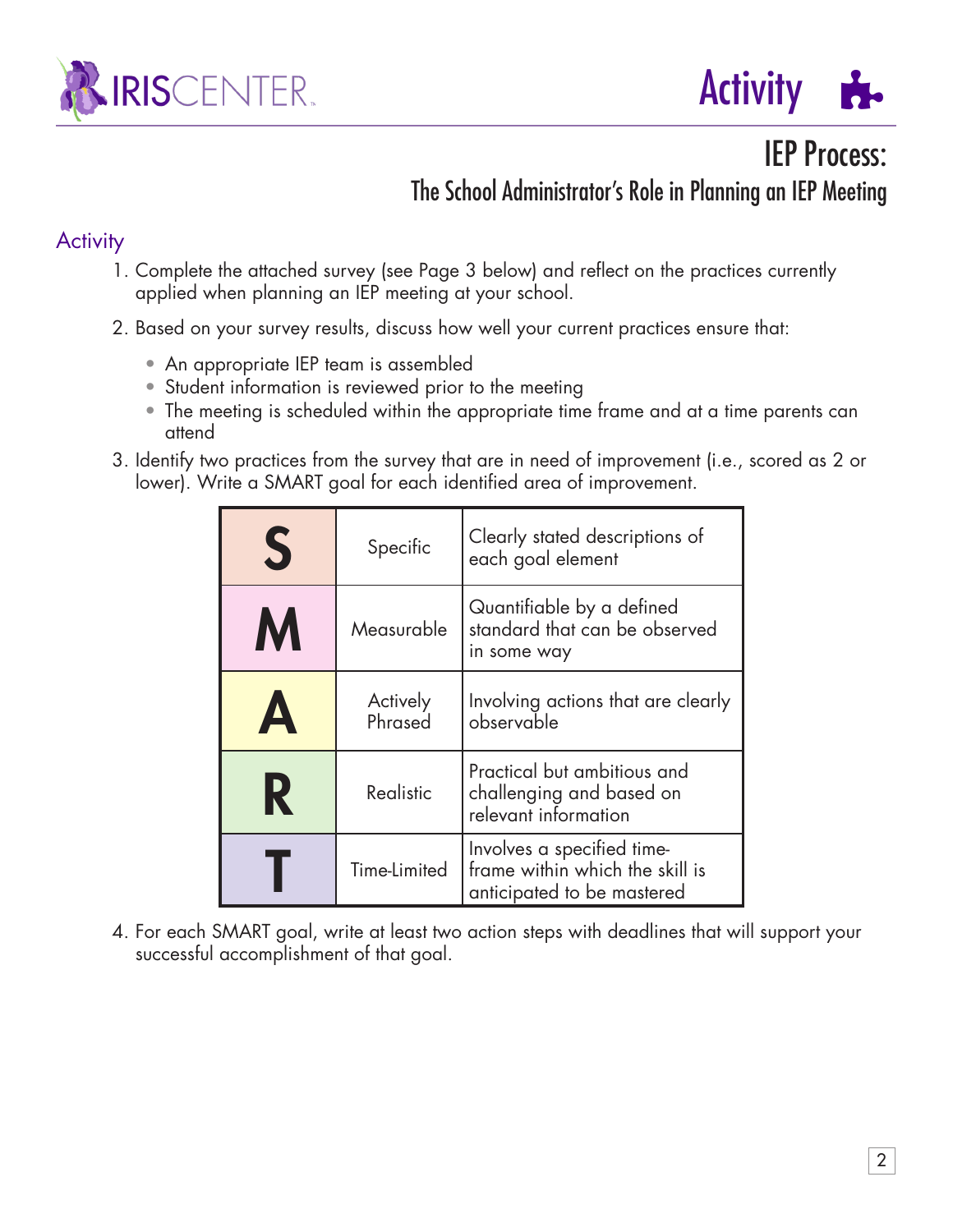# IEP Process:

## The School Administrator's Role in Planning an IEP Meeting

### Activity

1. Complete the attached survey (see Page 3 below) and reflect on the practices currently applied when planning an IEP meeting at your school.
2. Based on your survey results, discuss how well your current practices ensure that:
   - An appropriate IEP team is assembled
   - Student information is reviewed prior to the meeting
   - The meeting is scheduled within the appropriate time frame and at a time parents can attend
3. Identify two practices from the survey that are in need of improvement (i.e., scored as 2 or lower). Write a SMART goal for each identified area of improvement.

| | | |
|---|---|---|
| **S** | Specific | Clearly stated descriptions of each goal element |
| **M** | Measurable | Quantifiable by a defined standard that can be observed in some way |
| **A** | Actively Phrased | Involving actions that are clearly observable |
| **R** | Realistic | Practical but ambitious and challenging and based on relevant information |
| **T** | Time-Limited | Involves a specified time-frame within which the skill is anticipated to be mastered |

4. For each SMART goal, write at least two action steps with deadlines that will support your successful accomplishment of that goal.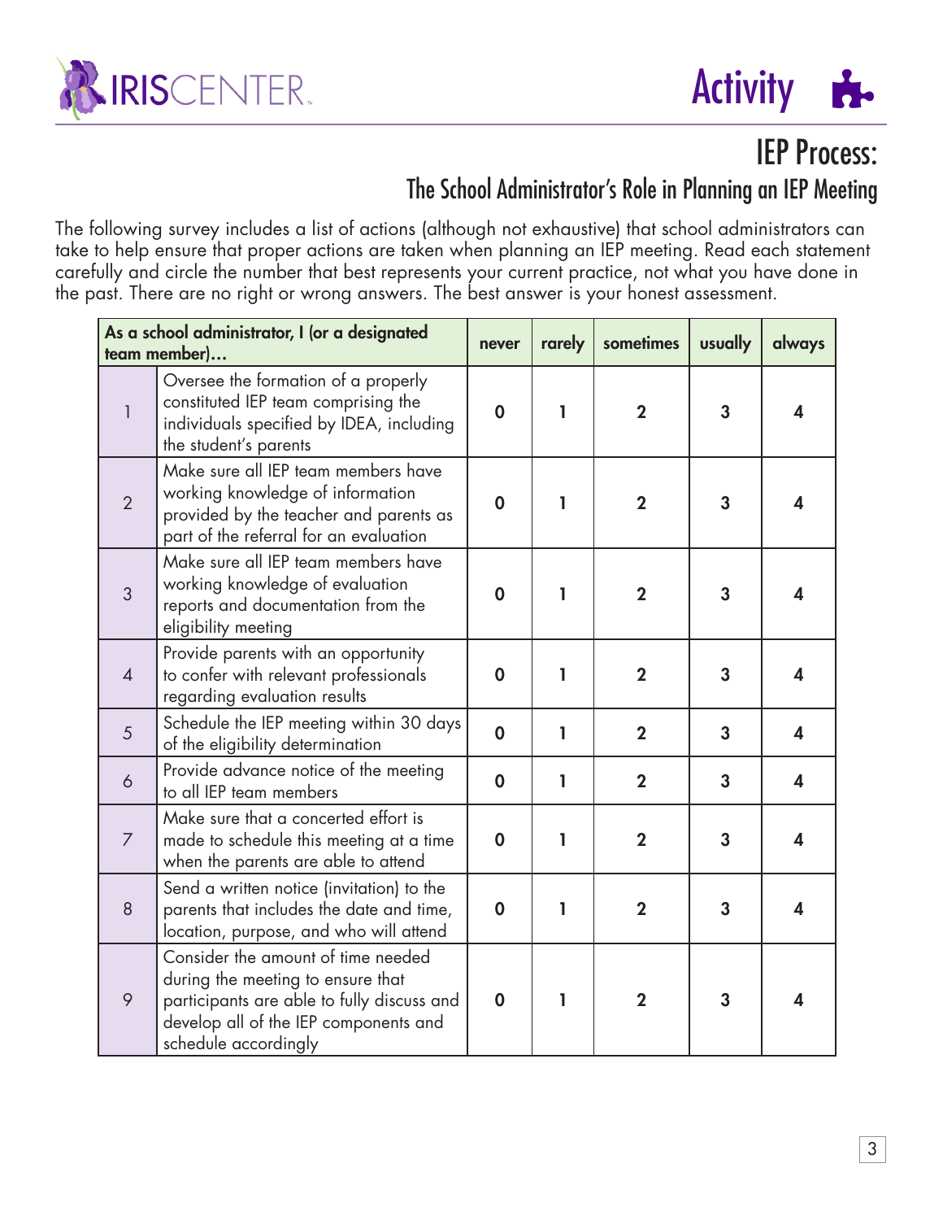# IEP Process:

## The School Administrator's Role in Planning an IEP Meeting

The following survey includes a list of actions (although not exhaustive) that school administrators can take to help ensure that proper actions are taken when planning an IEP meeting. Read each statement carefully and circle the number that best represents your current practice, not what you have done in the past. There are no right or wrong answers. The best answer is your honest assessment.

| As a school administrator, I (or a designated team member)... | | never | rarely | sometimes | usually | always |
|---|---|---|---|---|---|---|
| 1 | Oversee the formation of a properly constituted IEP team comprising the individuals specified by IDEA, including the student's parents | 0 | 1 | 2 | 3 | 4 |
| 2 | Make sure all IEP team members have working knowledge of information provided by the teacher and parents as part of the referral for an evaluation | 0 | 1 | 2 | 3 | 4 |
| 3 | Make sure all IEP team members have working knowledge of evaluation reports and documentation from the eligibility meeting | 0 | 1 | 2 | 3 | 4 |
| 4 | Provide parents with an opportunity to confer with relevant professionals regarding evaluation results | 0 | 1 | 2 | 3 | 4 |
| 5 | Schedule the IEP meeting within 30 days of the eligibility determination | 0 | 1 | 2 | 3 | 4 |
| 6 | Provide advance notice of the meeting to all IEP team members | 0 | 1 | 2 | 3 | 4 |
| 7 | Make sure that a concerted effort is made to schedule this meeting at a time when the parents are able to attend | 0 | 1 | 2 | 3 | 4 |
| 8 | Send a written notice (invitation) to the parents that includes the date and time, location, purpose, and who will attend | 0 | 1 | 2 | 3 | 4 |
| 9 | Consider the amount of time needed during the meeting to ensure that participants are able to fully discuss and develop all of the IEP components and schedule accordingly | 0 | 1 | 2 | 3 | 4 |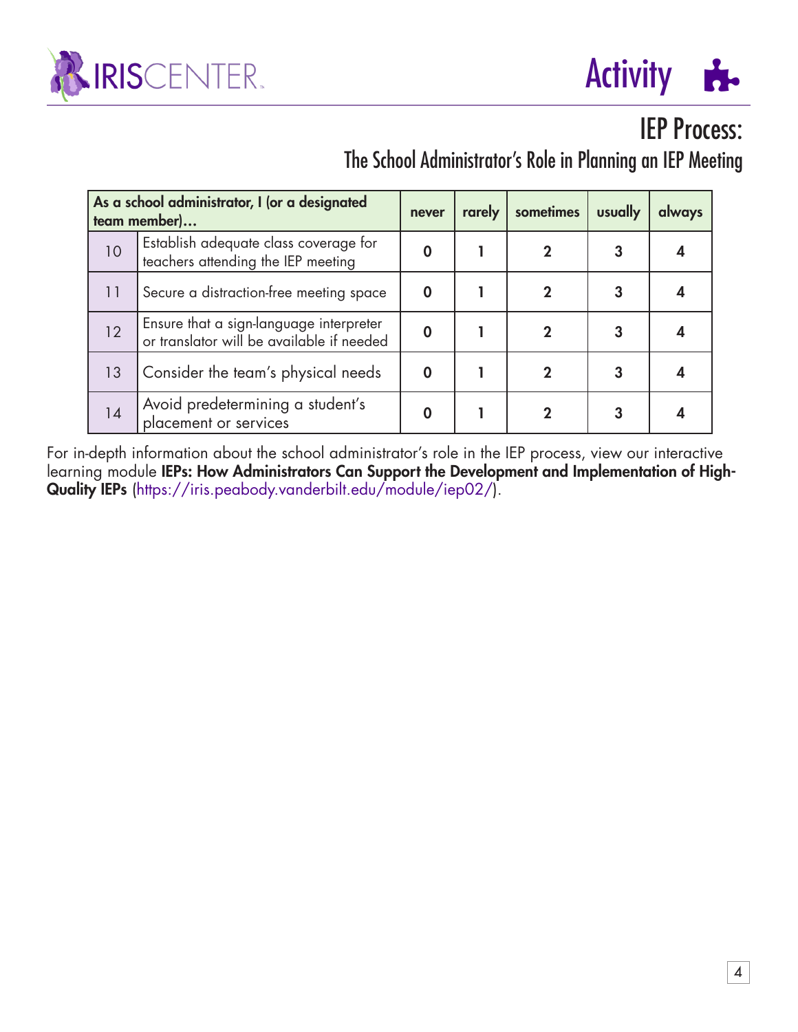# IEP Process:

## The School Administrator's Role in Planning an IEP Meeting

| As a school administrator, I (or a designated team member)… | | never | rarely | sometimes | usually | always |
|---|---|---|---|---|---|---|
| 10 | Establish adequate class coverage for teachers attending the IEP meeting | 0 | 1 | 2 | 3 | 4 |
| 11 | Secure a distraction-free meeting space | 0 | 1 | 2 | 3 | 4 |
| 12 | Ensure that a sign-language interpreter or translator will be available if needed | 0 | 1 | 2 | 3 | 4 |
| 13 | Consider the team's physical needs | 0 | 1 | 2 | 3 | 4 |
| 14 | Avoid predetermining a student's placement or services | 0 | 1 | 2 | 3 | 4 |

For in-depth information about the school administrator's role in the IEP process, view our interactive learning module **IEPs: How Administrators Can Support the Development and Implementation of High-Quality IEPs** (https://iris.peabody.vanderbilt.edu/module/iep02/).